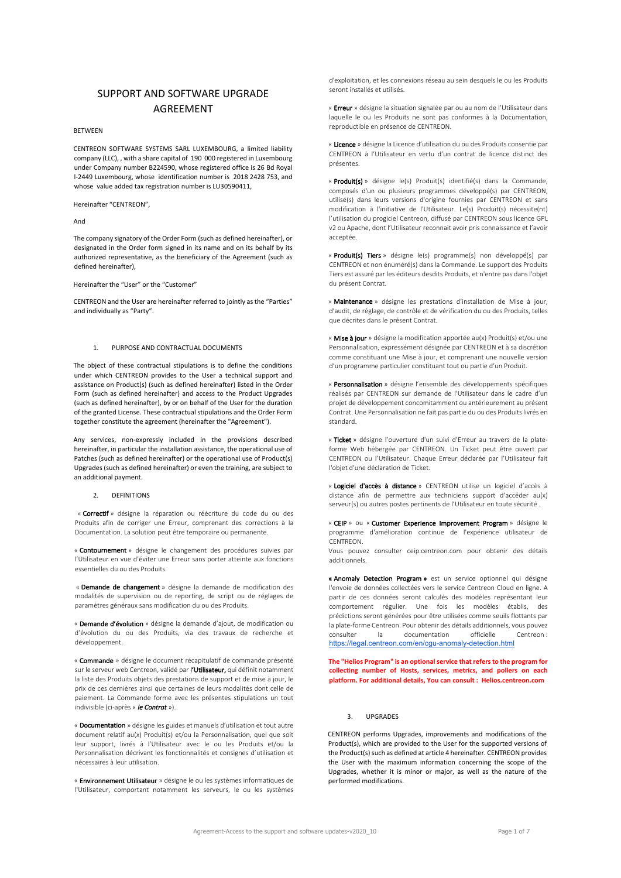# SUPPORT AND SOFTWARE UPGRADE AGREEMENT

BETWEEN

CENTREON SOFTWARE SYSTEMS SARL LUXEMBOURG, a limited liability company (LLC), , with a share capital of 190 000 registered in Luxembourg under Company number B224590, whose registered office is 26 Bd Royal l-2449 Luxembourg, whose identification number is 2018 2428 753, and whose value added tax registration number is LU30590411,

Hereinafter "CENTREON",

And

The company signatory of the Order Form (such as defined hereinafter), or designated in the Order form signed in its name and on its behalf by its authorized representative, as the beneficiary of the Agreement (such as defined hereinafter),

Hereinafter the "User" or the "Customer"

CENTREON and the User are hereinafter referred to jointly as the "Parties" and individually as "Party".

## 1. PURPOSE AND CONTRACTUAL DOCUMENTS

The object of these contractual stipulations is to define the conditions under which CENTREON provides to the User a technical support and assistance on Product(s) (such as defined hereinafter) listed in the Order Form (such as defined hereinafter) and access to the Product Upgrades (such as defined hereinafter), by or on behalf of the User for the duration of the granted License. These contractual stipulations and the Order Form together constitute the agreement (hereinafter the "Agreement").

Any services, non-expressly included in the provisions described hereinafter, in particular the installation assistance, the operational use of Patches (such as defined hereinafter) or the operational use of Product(s) Upgrades (such as defined hereinafter) or even the training, are subject to an additional payment.

## 2. DEFINITIONS

« **Correctif** » désigne la réparation ou réécriture du code du ou des Produits afin de corriger une Erreur, comprenant des corrections à la Documentation. La solution peut être temporaire ou permanente.

« **Contournement** » désigne le changement des procédures suivies par l'Utilisateur en vue d'éviter une Erreur sans porter atteinte aux fonctions essentielles du ou des Produits.

« **Demande de changement** » désigne la demande de modification des modalités de supervision ou de reporting, de script ou de réglages de paramètres généraux sans modification du ou des Produits.

« **Demande d'évolution** » désigne la demande d'ajout, de modification ou d'évolution du ou des Produits, via des travaux de recherche et développement.

« **Commande** » désigne le document récapitulatif de commande présenté sur le serveur web Centreon, validé par **l'Utilisateur,** qui définit notamment la liste des Produits objets des prestations de support et de mise à jour, le prix de ces dernières ainsi que certaines de leurs modalités dont celle de paiement. La Commande forme avec les présentes stipulations un tout indivisible (ci-après « ***le Contrat*** »).

« **Documentation** » désigne les guides et manuels d'utilisation et tout autre document relatif au(x) Produit(s) et/ou la Personnalisation, quel que soit leur support, livrés à l'Utilisateur avec le ou les Produits et/ou la Personnalisation décrivant les fonctionnalités et consignes d'utilisation et nécessaires à leur utilisation.

« **Environnement Utilisateur** » désigne le ou les systèmes informatiques de l'Utilisateur, comportant notamment les serveurs, le ou les systèmes d'exploitation, et les connexions réseau au sein desquels le ou les Produits seront installés et utilisés.

« **Erreur** » désigne la situation signalée par ou au nom de l'Utilisateur dans laquelle le ou les Produits ne sont pas conformes à la Documentation, reproductible en présence de CENTREON.

« **Licence** » désigne la Licence d'utilisation du ou des Produits consentie par CENTREON à l'Utilisateur en vertu d'un contrat de licence distinct des présentes.

« **Produit(s)** » désigne le(s) Produit(s) identifié(s) dans la Commande, composés d'un ou plusieurs programmes développé(s) par CENTREON, utilisé(s) dans leurs versions d'origine fournies par CENTREON et sans modification à l'initiative de l'Utilisateur. Le(s) Produit(s) nécessite(nt) l'utilisation du progiciel Centreon, diffusé par CENTREON sous licence GPL v2 ou Apache, dont l'Utilisateur reconnait avoir pris connaissance et l'avoir acceptée.

« **Produit(s) Tiers** » désigne le(s) programme(s) non développé(s) par CENTREON et non énuméré(s) dans la Commande. Le support des Produits Tiers est assuré par les éditeurs desdits Produits, et n'entre pas dans l'objet du présent Contrat.

« **Maintenance** » désigne les prestations d'installation de Mise à jour, d'audit, de réglage, de contrôle et de vérification du ou des Produits, telles que décrites dans le présent Contrat.

« **Mise à jour** » désigne la modification apportée au(x) Produit(s) et/ou une Personnalisation, expressément désignée par CENTREON et à sa discrétion comme constituant une Mise à jour, et comprenant une nouvelle version d'un programme particulier constituant tout ou partie d'un Produit.

« **Personnalisation** » désigne l'ensemble des développements spécifiques réalisés par CENTREON sur demande de l'Utilisateur dans le cadre d'un projet de développement concomitamment ou antérieurement au présent Contrat. Une Personnalisation ne fait pas partie du ou des Produits livrés en standard.

« **Ticket** » désigne l'ouverture d'un suivi d'Erreur au travers de la plate-forme Web hébergée par CENTREON. Un Ticket peut être ouvert par CENTREON ou l'Utilisateur. Chaque Erreur déclarée par l'Utilisateur fait l'objet d'une déclaration de Ticket.

« **Logiciel d'accès à distance** » CENTREON utilise un logiciel d'accès à distance afin de permettre aux techniciens support d'accéder au(x) serveur(s) ou autres postes pertinents de l'Utilisateur en toute sécurité .

« **CEIP** » ou « **Customer Experience Improvement Program** » désigne le programme d'amélioration continue de l'expérience utilisateur de CENTREON.
Vous pouvez consulter ceip.centreon.com pour obtenir des détails additionnels.

**« Anomaly Detection Program »** est un service optionnel qui désigne l'envoie de données collectées vers le service Centreon Cloud en ligne. A partir de ces données seront calculés des modèles représentant leur comportement régulier. Une fois les modèles établis, des prédictions seront générées pour être utilisées comme seuils flottants par la plate-forme Centreon. Pour obtenir des détails additionnels, vous pouvez consulter la documentation officielle Centreon : https://legal.centreon.com/en/cgu-anomaly-detection.html

**The "Helios Program" is an optional service that refers to the program for collecting number of Hosts, services, metrics, and pollers on each platform. For additional details, You can consult : Helios.centreon.com**

## 3. UPGRADES

CENTREON performs Upgrades, improvements and modifications of the Product(s), which are provided to the User for the supported versions of the Product(s) such as defined at article 4 hereinafter. CENTREON provides the User with the maximum information concerning the scope of the Upgrades, whether it is minor or major, as well as the nature of the performed modifications.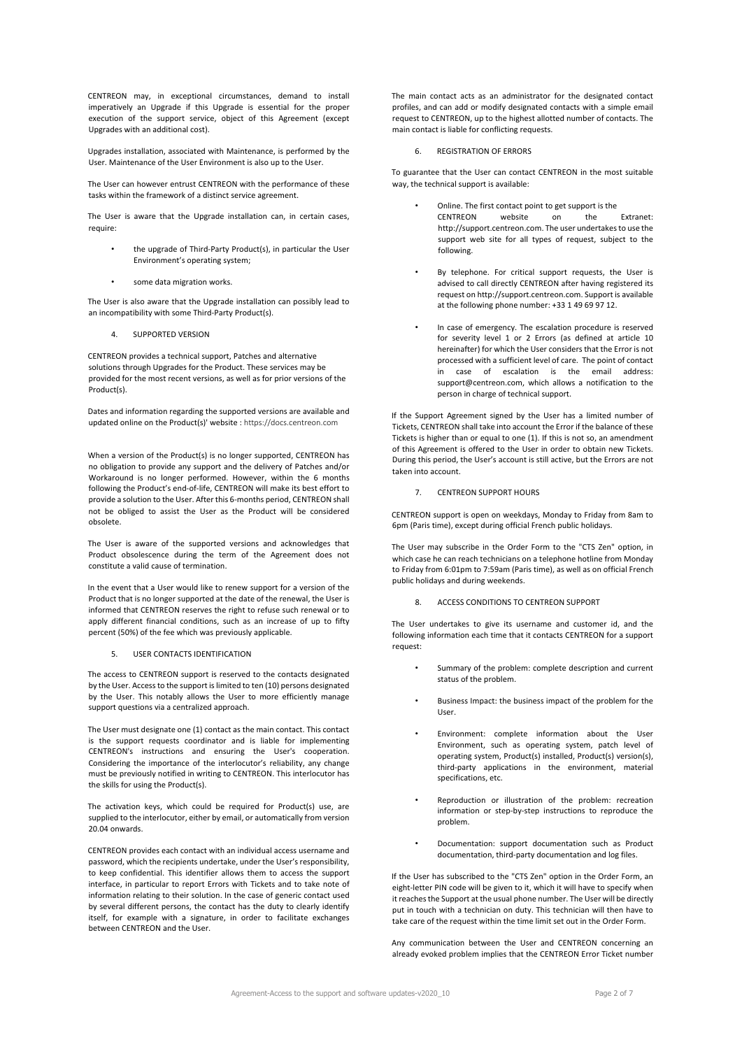CENTREON may, in exceptional circumstances, demand to install imperatively an Upgrade if this Upgrade is essential for the proper execution of the support service, object of this Agreement (except Upgrades with an additional cost).

Upgrades installation, associated with Maintenance, is performed by the User. Maintenance of the User Environment is also up to the User.

The User can however entrust CENTREON with the performance of these tasks within the framework of a distinct service agreement.

The User is aware that the Upgrade installation can, in certain cases, require:

- the upgrade of Third-Party Product(s), in particular the User Environment's operating system;
- some data migration works.

The User is also aware that the Upgrade installation can possibly lead to an incompatibility with some Third-Party Product(s).

## 4. SUPPORTED VERSION

CENTREON provides a technical support, Patches and alternative solutions through Upgrades for the Product. These services may be provided for the most recent versions, as well as for prior versions of the Product(s).

Dates and information regarding the supported versions are available and updated online on the Product(s)' website : https://docs.centreon.com

When a version of the Product(s) is no longer supported, CENTREON has no obligation to provide any support and the delivery of Patches and/or Workaround is no longer performed. However, within the 6 months following the Product's end-of-life, CENTREON will make its best effort to provide a solution to the User. After this 6-months period, CENTREON shall not be obliged to assist the User as the Product will be considered obsolete.

The User is aware of the supported versions and acknowledges that Product obsolescence during the term of the Agreement does not constitute a valid cause of termination.

In the event that a User would like to renew support for a version of the Product that is no longer supported at the date of the renewal, the User is informed that CENTREON reserves the right to refuse such renewal or to apply different financial conditions, such as an increase of up to fifty percent (50%) of the fee which was previously applicable.

## 5. USER CONTACTS IDENTIFICATION

The access to CENTREON support is reserved to the contacts designated by the User. Access to the support is limited to ten (10) persons designated by the User. This notably allows the User to more efficiently manage support questions via a centralized approach.

The User must designate one (1) contact as the main contact. This contact is the support requests coordinator and is liable for implementing CENTREON's instructions and ensuring the User's cooperation. Considering the importance of the interlocutor's reliability, any change must be previously notified in writing to CENTREON. This interlocutor has the skills for using the Product(s).

The activation keys, which could be required for Product(s) use, are supplied to the interlocutor, either by email, or automatically from version 20.04 onwards.

CENTREON provides each contact with an individual access username and password, which the recipients undertake, under the User's responsibility, to keep confidential. This identifier allows them to access the support interface, in particular to report Errors with Tickets and to take note of information relating to their solution. In the case of generic contact used by several different persons, the contact has the duty to clearly identify itself, for example with a signature, in order to facilitate exchanges between CENTREON and the User.

The main contact acts as an administrator for the designated contact profiles, and can add or modify designated contacts with a simple email request to CENTREON, up to the highest allotted number of contacts. The main contact is liable for conflicting requests.

## 6. REGISTRATION OF ERRORS

To guarantee that the User can contact CENTREON in the most suitable way, the technical support is available:

- Online. The first contact point to get support is the CENTREON website on the Extranet: http://support.centreon.com. The user undertakes to use the support web site for all types of request, subject to the following.
- By telephone. For critical support requests, the User is advised to call directly CENTREON after having registered its request on http://support.centreon.com. Support is available at the following phone number: +33 1 49 69 97 12.
- In case of emergency. The escalation procedure is reserved for severity level 1 or 2 Errors (as defined at article 10 hereinafter) for which the User considers that the Error is not processed with a sufficient level of care. The point of contact in case of escalation is the email address: support@centreon.com, which allows a notification to the person in charge of technical support.

If the Support Agreement signed by the User has a limited number of Tickets, CENTREON shall take into account the Error if the balance of these Tickets is higher than or equal to one (1). If this is not so, an amendment of this Agreement is offered to the User in order to obtain new Tickets. During this period, the User's account is still active, but the Errors are not taken into account.

## 7. CENTREON SUPPORT HOURS

CENTREON support is open on weekdays, Monday to Friday from 8am to 6pm (Paris time), except during official French public holidays.

The User may subscribe in the Order Form to the "CTS Zen" option, in which case he can reach technicians on a telephone hotline from Monday to Friday from 6:01pm to 7:59am (Paris time), as well as on official French public holidays and during weekends.

## 8. ACCESS CONDITIONS TO CENTREON SUPPORT

The User undertakes to give its username and customer id, and the following information each time that it contacts CENTREON for a support request:

- Summary of the problem: complete description and current status of the problem.
- Business Impact: the business impact of the problem for the User.
- Environment: complete information about the User Environment, such as operating system, patch level of operating system, Product(s) installed, Product(s) version(s), third-party applications in the environment, material specifications, etc.
- Reproduction or illustration of the problem: recreation information or step-by-step instructions to reproduce the problem.
- Documentation: support documentation such as Product documentation, third-party documentation and log files.

If the User has subscribed to the "CTS Zen" option in the Order Form, an eight-letter PIN code will be given to it, which it will have to specify when it reaches the Support at the usual phone number. The User will be directly put in touch with a technician on duty. This technician will then have to take care of the request within the time limit set out in the Order Form.

Any communication between the User and CENTREON concerning an already evoked problem implies that the CENTREON Error Ticket number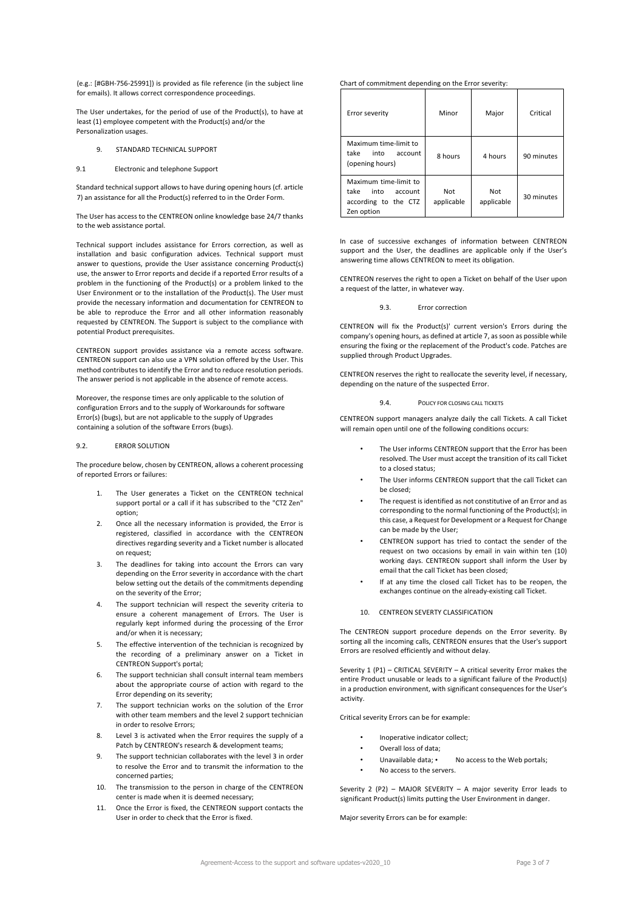(e.g.: [#GBH-756-25991]) is provided as file reference (in the subject line for emails). It allows correct correspondence proceedings.

The User undertakes, for the period of use of the Product(s), to have at least (1) employee competent with the Product(s) and/or the Personalization usages.

## 9. STANDARD TECHNICAL SUPPORT

### 9.1 Electronic and telephone Support

Standard technical support allows to have during opening hours (cf. article 7) an assistance for all the Product(s) referred to in the Order Form.

The User has access to the CENTREON online knowledge base 24/7 thanks to the web assistance portal.

Technical support includes assistance for Errors correction, as well as installation and basic configuration advices. Technical support must answer to questions, provide the User assistance concerning Product(s) use, the answer to Error reports and decide if a reported Error results of a problem in the functioning of the Product(s) or a problem linked to the User Environment or to the installation of the Product(s). The User must provide the necessary information and documentation for CENTREON to be able to reproduce the Error and all other information reasonably requested by CENTREON. The Support is subject to the compliance with potential Product prerequisites.

CENTREON support provides assistance via a remote access software. CENTREON support can also use a VPN solution offered by the User. This method contributes to identify the Error and to reduce resolution periods. The answer period is not applicable in the absence of remote access.

Moreover, the response times are only applicable to the solution of configuration Errors and to the supply of Workarounds for software Error(s) (bugs), but are not applicable to the supply of Upgrades containing a solution of the software Errors (bugs).

### 9.2. ERROR SOLUTION

The procedure below, chosen by CENTREON, allows a coherent processing of reported Errors or failures:

1. The User generates a Ticket on the CENTREON technical support portal or a call if it has subscribed to the "CTZ Zen" option;
2. Once all the necessary information is provided, the Error is registered, classified in accordance with the CENTREON directives regarding severity and a Ticket number is allocated on request;
3. The deadlines for taking into account the Errors can vary depending on the Error severity in accordance with the chart below setting out the details of the commitments depending on the severity of the Error;
4. The support technician will respect the severity criteria to ensure a coherent management of Errors. The User is regularly kept informed during the processing of the Error and/or when it is necessary;
5. The effective intervention of the technician is recognized by the recording of a preliminary answer on a Ticket in CENTREON Support's portal;
6. The support technician shall consult internal team members about the appropriate course of action with regard to the Error depending on its severity;
7. The support technician works on the solution of the Error with other team members and the level 2 support technician in order to resolve Errors;
8. Level 3 is activated when the Error requires the supply of a Patch by CENTREON's research & development teams;
9. The support technician collaborates with the level 3 in order to resolve the Error and to transmit the information to the concerned parties;
10. The transmission to the person in charge of the CENTREON center is made when it is deemed necessary;
11. Once the Error is fixed, the CENTREON support contacts the User in order to check that the Error is fixed.

Chart of commitment depending on the Error severity:

| Error severity | Minor | Major | Critical |
|---|---|---|---|
| Maximum time-limit to take into account (opening hours) | 8 hours | 4 hours | 90 minutes |
| Maximum time-limit to take into account according to the CTZ Zen option | Not applicable | Not applicable | 30 minutes |

In case of successive exchanges of information between CENTREON support and the User, the deadlines are applicable only if the User's answering time allows CENTREON to meet its obligation.

CENTREON reserves the right to open a Ticket on behalf of the User upon a request of the latter, in whatever way.

### 9.3. Error correction

CENTREON will fix the Product(s)' current version's Errors during the company's opening hours, as defined at article 7, as soon as possible while ensuring the fixing or the replacement of the Product's code. Patches are supplied through Product Upgrades.

CENTREON reserves the right to reallocate the severity level, if necessary, depending on the nature of the suspected Error.

### 9.4. POLICY FOR CLOSING CALL TICKETS

CENTREON support managers analyze daily the call Tickets. A call Ticket will remain open until one of the following conditions occurs:

- The User informs CENTREON support that the Error has been resolved. The User must accept the transition of its call Ticket to a closed status;
- The User informs CENTREON support that the call Ticket can be closed;
- The request is identified as not constitutive of an Error and as corresponding to the normal functioning of the Product(s); in this case, a Request for Development or a Request for Change can be made by the User;
- CENTREON support has tried to contact the sender of the request on two occasions by email in vain within ten (10) working days. CENTREON support shall inform the User by email that the call Ticket has been closed;
- If at any time the closed call Ticket has to be reopen, the exchanges continue on the already-existing call Ticket.

## 10. CENTREON SEVERTY CLASSIFICATION

The CENTREON support procedure depends on the Error severity. By sorting all the incoming calls, CENTREON ensures that the User's support Errors are resolved efficiently and without delay.

Severity 1 (P1) – CRITICAL SEVERITY – A critical severity Error makes the entire Product unusable or leads to a significant failure of the Product(s) in a production environment, with significant consequences for the User's activity.

Critical severity Errors can be for example:

- Inoperative indicator collect;
- Overall loss of data;
- Unavailable data;
- No access to the Web portals;
- No access to the servers.

Severity 2 (P2) – MAJOR SEVERITY – A major severity Error leads to significant Product(s) limits putting the User Environment in danger.

Major severity Errors can be for example: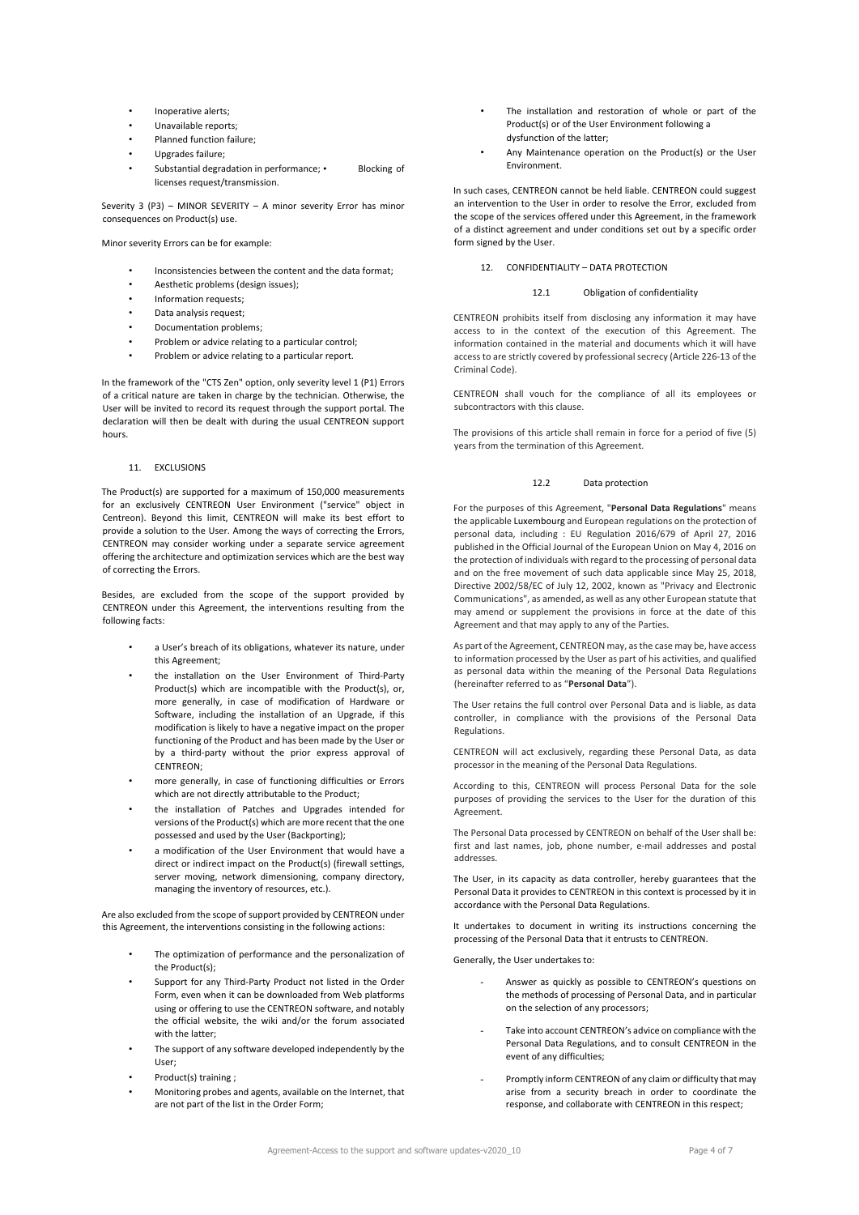- Inoperative alerts;
- Unavailable reports;
- Planned function failure;
- Upgrades failure;
- Substantial degradation in performance;
- Blocking of licenses request/transmission.

Severity 3 (P3) – MINOR SEVERITY – A minor severity Error has minor consequences on Product(s) use.

Minor severity Errors can be for example:

- Inconsistencies between the content and the data format;
- Aesthetic problems (design issues);
- Information requests;
- Data analysis request;
- Documentation problems;
- Problem or advice relating to a particular control;
- Problem or advice relating to a particular report.

In the framework of the "CTS Zen" option, only severity level 1 (P1) Errors of a critical nature are taken in charge by the technician. Otherwise, the User will be invited to record its request through the support portal. The declaration will then be dealt with during the usual CENTREON support hours.

## 11. EXCLUSIONS

The Product(s) are supported for a maximum of 150,000 measurements for an exclusively CENTREON User Environment ("service" object in Centreon). Beyond this limit, CENTREON will make its best effort to provide a solution to the User. Among the ways of correcting the Errors, CENTREON may consider working under a separate service agreement offering the architecture and optimization services which are the best way of correcting the Errors.

Besides, are excluded from the scope of the support provided by CENTREON under this Agreement, the interventions resulting from the following facts:

- a User's breach of its obligations, whatever its nature, under this Agreement;
- the installation on the User Environment of Third-Party Product(s) which are incompatible with the Product(s), or, more generally, in case of modification of Hardware or Software, including the installation of an Upgrade, if this modification is likely to have a negative impact on the proper functioning of the Product and has been made by the User or by a third-party without the prior express approval of CENTREON;
- more generally, in case of functioning difficulties or Errors which are not directly attributable to the Product;
- the installation of Patches and Upgrades intended for versions of the Product(s) which are more recent that the one possessed and used by the User (Backporting);
- a modification of the User Environment that would have a direct or indirect impact on the Product(s) (firewall settings, server moving, network dimensioning, company directory, managing the inventory of resources, etc.).

Are also excluded from the scope of support provided by CENTREON under this Agreement, the interventions consisting in the following actions:

- The optimization of performance and the personalization of the Product(s);
- Support for any Third-Party Product not listed in the Order Form, even when it can be downloaded from Web platforms using or offering to use the CENTREON software, and notably the official website, the wiki and/or the forum associated with the latter;
- The support of any software developed independently by the User;
- Product(s) training ;
- Monitoring probes and agents, available on the Internet, that are not part of the list in the Order Form;
- The installation and restoration of whole or part of the Product(s) or of the User Environment following a dysfunction of the latter;
- Any Maintenance operation on the Product(s) or the User Environment.

In such cases, CENTREON cannot be held liable. CENTREON could suggest an intervention to the User in order to resolve the Error, excluded from the scope of the services offered under this Agreement, in the framework of a distinct agreement and under conditions set out by a specific order form signed by the User.

## 12. CONFIDENTIALITY – DATA PROTECTION

### 12.1 Obligation of confidentiality

CENTREON prohibits itself from disclosing any information it may have access to in the context of the execution of this Agreement. The information contained in the material and documents which it will have access to are strictly covered by professional secrecy (Article 226-13 of the Criminal Code).

CENTREON shall vouch for the compliance of all its employees or subcontractors with this clause.

The provisions of this article shall remain in force for a period of five (5) years from the termination of this Agreement.

### 12.2 Data protection

For the purposes of this Agreement, "**Personal Data Regulations**" means the applicable Luxembourg and European regulations on the protection of personal data, including : EU Regulation 2016/679 of April 27, 2016 published in the Official Journal of the European Union on May 4, 2016 on the protection of individuals with regard to the processing of personal data and on the free movement of such data applicable since May 25, 2018, Directive 2002/58/EC of July 12, 2002, known as "Privacy and Electronic Communications", as amended, as well as any other European statute that may amend or supplement the provisions in force at the date of this Agreement and that may apply to any of the Parties.

As part of the Agreement, CENTREON may, as the case may be, have access to information processed by the User as part of his activities, and qualified as personal data within the meaning of the Personal Data Regulations (hereinafter referred to as "**Personal Data**").

The User retains the full control over Personal Data and is liable, as data controller, in compliance with the provisions of the Personal Data Regulations.

CENTREON will act exclusively, regarding these Personal Data, as data processor in the meaning of the Personal Data Regulations.

According to this, CENTREON will process Personal Data for the sole purposes of providing the services to the User for the duration of this Agreement.

The Personal Data processed by CENTREON on behalf of the User shall be: first and last names, job, phone number, e-mail addresses and postal addresses.

The User, in its capacity as data controller, hereby guarantees that the Personal Data it provides to CENTREON in this context is processed by it in accordance with the Personal Data Regulations.

It undertakes to document in writing its instructions concerning the processing of the Personal Data that it entrusts to CENTREON.

Generally, the User undertakes to:

- Answer as quickly as possible to CENTREON's questions on the methods of processing of Personal Data, and in particular on the selection of any processors;
- Take into account CENTREON's advice on compliance with the Personal Data Regulations, and to consult CENTREON in the event of any difficulties;
- Promptly inform CENTREON of any claim or difficulty that may arise from a security breach in order to coordinate the response, and collaborate with CENTREON in this respect;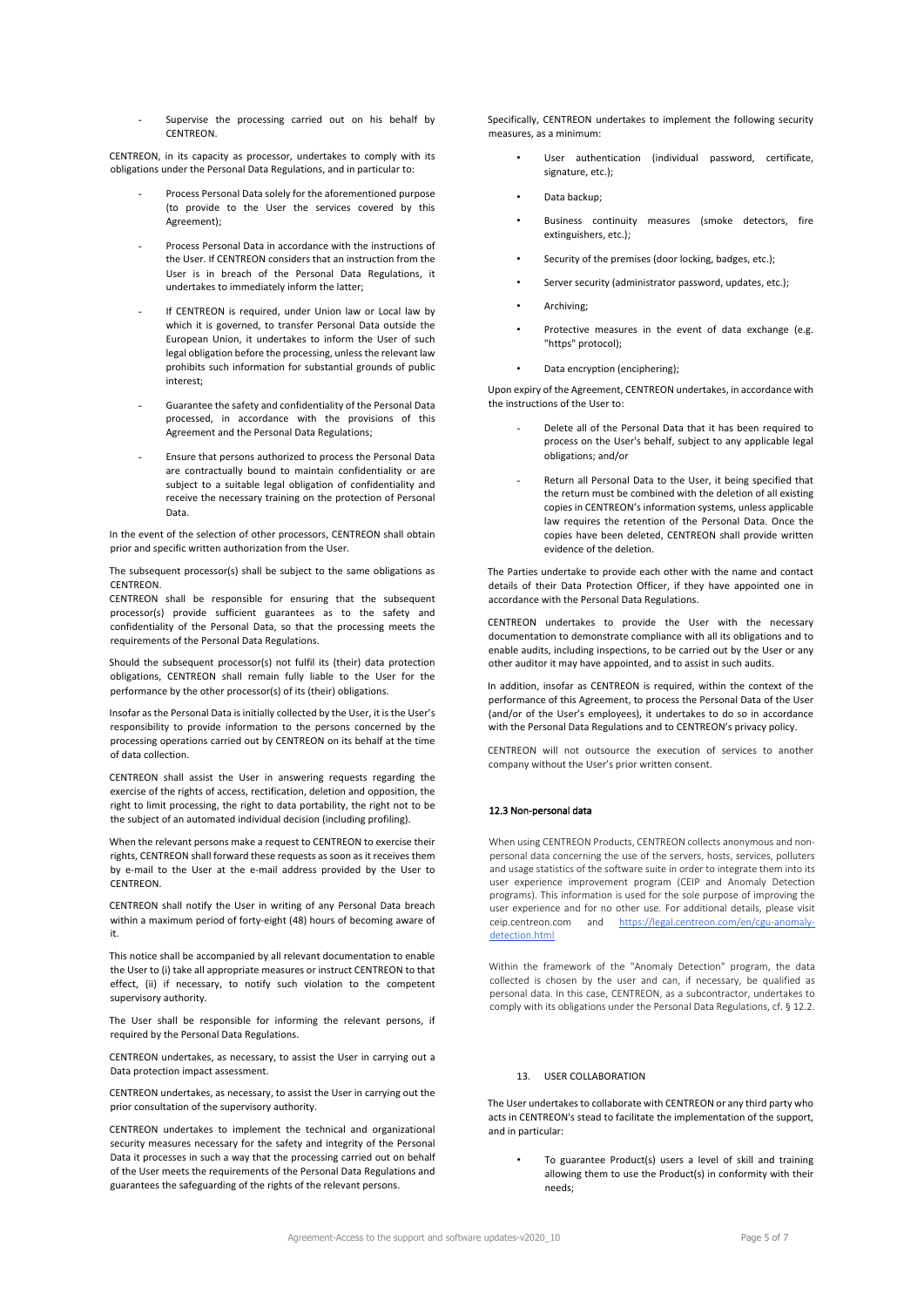- Supervise the processing carried out on his behalf by CENTREON.

CENTREON, in its capacity as processor, undertakes to comply with its obligations under the Personal Data Regulations, and in particular to:

- Process Personal Data solely for the aforementioned purpose (to provide to the User the services covered by this Agreement);
- Process Personal Data in accordance with the instructions of the User. If CENTREON considers that an instruction from the User is in breach of the Personal Data Regulations, it undertakes to immediately inform the latter;
- If CENTREON is required, under Union law or Local law by which it is governed, to transfer Personal Data outside the European Union, it undertakes to inform the User of such legal obligation before the processing, unless the relevant law prohibits such information for substantial grounds of public interest;
- Guarantee the safety and confidentiality of the Personal Data processed, in accordance with the provisions of this Agreement and the Personal Data Regulations;
- Ensure that persons authorized to process the Personal Data are contractually bound to maintain confidentiality or are subject to a suitable legal obligation of confidentiality and receive the necessary training on the protection of Personal Data.

In the event of the selection of other processors, CENTREON shall obtain prior and specific written authorization from the User.

The subsequent processor(s) shall be subject to the same obligations as CENTREON.
CENTREON shall be responsible for ensuring that the subsequent processor(s) provide sufficient guarantees as to the safety and confidentiality of the Personal Data, so that the processing meets the requirements of the Personal Data Regulations.

Should the subsequent processor(s) not fulfil its (their) data protection obligations, CENTREON shall remain fully liable to the User for the performance by the other processor(s) of its (their) obligations.

Insofar as the Personal Data is initially collected by the User, it is the User's responsibility to provide information to the persons concerned by the processing operations carried out by CENTREON on its behalf at the time of data collection.

CENTREON shall assist the User in answering requests regarding the exercise of the rights of access, rectification, deletion and opposition, the right to limit processing, the right to data portability, the right not to be the subject of an automated individual decision (including profiling).

When the relevant persons make a request to CENTREON to exercise their rights, CENTREON shall forward these requests as soon as it receives them by e-mail to the User at the e-mail address provided by the User to CENTREON.

CENTREON shall notify the User in writing of any Personal Data breach within a maximum period of forty-eight (48) hours of becoming aware of it.

This notice shall be accompanied by all relevant documentation to enable the User to (i) take all appropriate measures or instruct CENTREON to that effect, (ii) if necessary, to notify such violation to the competent supervisory authority.

The User shall be responsible for informing the relevant persons, if required by the Personal Data Regulations.

CENTREON undertakes, as necessary, to assist the User in carrying out a Data protection impact assessment.

CENTREON undertakes, as necessary, to assist the User in carrying out the prior consultation of the supervisory authority.

CENTREON undertakes to implement the technical and organizational security measures necessary for the safety and integrity of the Personal Data it processes in such a way that the processing carried out on behalf of the User meets the requirements of the Personal Data Regulations and guarantees the safeguarding of the rights of the relevant persons.

Specifically, CENTREON undertakes to implement the following security measures, as a minimum:

- User authentication (individual password, certificate, signature, etc.);
- Data backup;
- Business continuity measures (smoke detectors, fire extinguishers, etc.);
- Security of the premises (door locking, badges, etc.);
- Server security (administrator password, updates, etc.);
- Archiving;
- Protective measures in the event of data exchange (e.g. "https" protocol);
- Data encryption (enciphering);

Upon expiry of the Agreement, CENTREON undertakes, in accordance with the instructions of the User to:

- Delete all of the Personal Data that it has been required to process on the User's behalf, subject to any applicable legal obligations; and/or
- Return all Personal Data to the User, it being specified that the return must be combined with the deletion of all existing copies in CENTREON's information systems, unless applicable law requires the retention of the Personal Data. Once the copies have been deleted, CENTREON shall provide written evidence of the deletion.

The Parties undertake to provide each other with the name and contact details of their Data Protection Officer, if they have appointed one in accordance with the Personal Data Regulations.

CENTREON undertakes to provide the User with the necessary documentation to demonstrate compliance with all its obligations and to enable audits, including inspections, to be carried out by the User or any other auditor it may have appointed, and to assist in such audits.

In addition, insofar as CENTREON is required, within the context of the performance of this Agreement, to process the Personal Data of the User (and/or of the User's employees), it undertakes to do so in accordance with the Personal Data Regulations and to CENTREON's privacy policy.

CENTREON will not outsource the execution of services to another company without the User's prior written consent.

### 12.3 Non-personal data

When using CENTREON Products, CENTREON collects anonymous and non-personal data concerning the use of the servers, hosts, services, polluters and usage statistics of the software suite in order to integrate them into its user experience improvement program (CEIP and Anomaly Detection programs). This information is used for the sole purpose of improving the user experience and for no other use. For additional details, please visit ceip.centreon.com and https://legal.centreon.com/en/cgu-anomaly-detection.html

Within the framework of the "Anomaly Detection" program, the data collected is chosen by the user and can, if necessary, be qualified as personal data. In this case, CENTREON, as a subcontractor, undertakes to comply with its obligations under the Personal Data Regulations, cf. § 12.2.

## 13. USER COLLABORATION

The User undertakes to collaborate with CENTREON or any third party who acts in CENTREON's stead to facilitate the implementation of the support, and in particular:

- To guarantee Product(s) users a level of skill and training allowing them to use the Product(s) in conformity with their needs;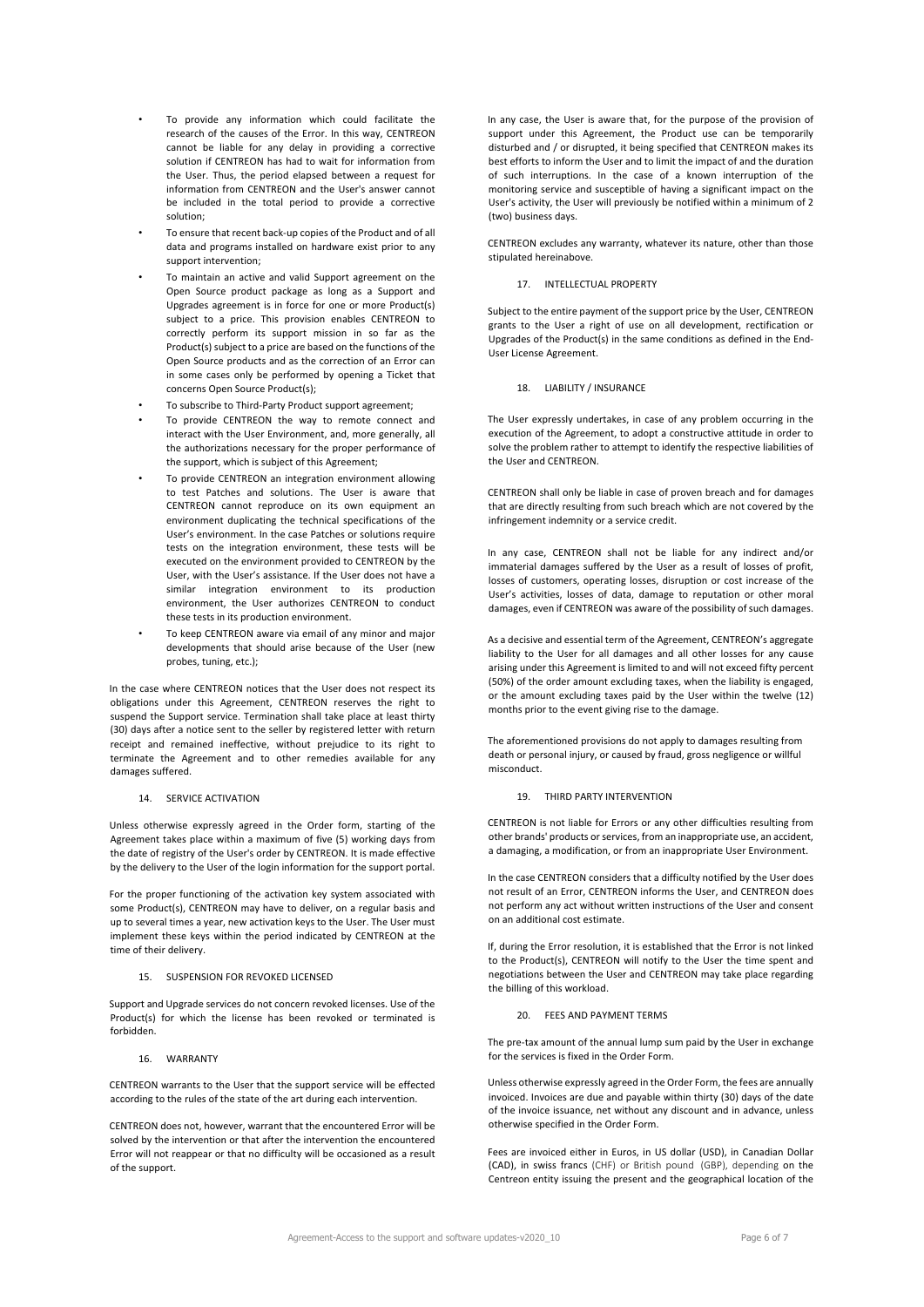- To provide any information which could facilitate the research of the causes of the Error. In this way, CENTREON cannot be liable for any delay in providing a corrective solution if CENTREON has had to wait for information from the User. Thus, the period elapsed between a request for information from CENTREON and the User's answer cannot be included in the total period to provide a corrective solution;
- To ensure that recent back-up copies of the Product and of all data and programs installed on hardware exist prior to any support intervention;
- To maintain an active and valid Support agreement on the Open Source product package as long as a Support and Upgrades agreement is in force for one or more Product(s) subject to a price. This provision enables CENTREON to correctly perform its support mission in so far as the Product(s) subject to a price are based on the functions of the Open Source products and as the correction of an Error can in some cases only be performed by opening a Ticket that concerns Open Source Product(s);
- To subscribe to Third-Party Product support agreement;
- To provide CENTREON the way to remote connect and interact with the User Environment, and, more generally, all the authorizations necessary for the proper performance of the support, which is subject of this Agreement;
- To provide CENTREON an integration environment allowing to test Patches and solutions. The User is aware that CENTREON cannot reproduce on its own equipment an environment duplicating the technical specifications of the User's environment. In the case Patches or solutions require tests on the integration environment, these tests will be executed on the environment provided to CENTREON by the User, with the User's assistance. If the User does not have a similar integration environment to its production environment, the User authorizes CENTREON to conduct these tests in its production environment.
- To keep CENTREON aware via email of any minor and major developments that should arise because of the User (new probes, tuning, etc.);

In the case where CENTREON notices that the User does not respect its obligations under this Agreement, CENTREON reserves the right to suspend the Support service. Termination shall take place at least thirty (30) days after a notice sent to the seller by registered letter with return receipt and remained ineffective, without prejudice to its right to terminate the Agreement and to other remedies available for any damages suffered.

## 14. SERVICE ACTIVATION

Unless otherwise expressly agreed in the Order form, starting of the Agreement takes place within a maximum of five (5) working days from the date of registry of the User's order by CENTREON. It is made effective by the delivery to the User of the login information for the support portal.

For the proper functioning of the activation key system associated with some Product(s), CENTREON may have to deliver, on a regular basis and up to several times a year, new activation keys to the User. The User must implement these keys within the period indicated by CENTREON at the time of their delivery.

## 15. SUSPENSION FOR REVOKED LICENSED

Support and Upgrade services do not concern revoked licenses. Use of the Product(s) for which the license has been revoked or terminated is forbidden.

## 16. WARRANTY

CENTREON warrants to the User that the support service will be effected according to the rules of the state of the art during each intervention.

CENTREON does not, however, warrant that the encountered Error will be solved by the intervention or that after the intervention the encountered Error will not reappear or that no difficulty will be occasioned as a result of the support.

In any case, the User is aware that, for the purpose of the provision of support under this Agreement, the Product use can be temporarily disturbed and / or disrupted, it being specified that CENTREON makes its best efforts to inform the User and to limit the impact of and the duration of such interruptions. In the case of a known interruption of the monitoring service and susceptible of having a significant impact on the User's activity, the User will previously be notified within a minimum of 2 (two) business days.

CENTREON excludes any warranty, whatever its nature, other than those stipulated hereinabove.

## 17. INTELLECTUAL PROPERTY

Subject to the entire payment of the support price by the User, CENTREON grants to the User a right of use on all development, rectification or Upgrades of the Product(s) in the same conditions as defined in the End-User License Agreement.

## 18. LIABILITY / INSURANCE

The User expressly undertakes, in case of any problem occurring in the execution of the Agreement, to adopt a constructive attitude in order to solve the problem rather to attempt to identify the respective liabilities of the User and CENTREON.

CENTREON shall only be liable in case of proven breach and for damages that are directly resulting from such breach which are not covered by the infringement indemnity or a service credit.

In any case, CENTREON shall not be liable for any indirect and/or immaterial damages suffered by the User as a result of losses of profit, losses of customers, operating losses, disruption or cost increase of the User's activities, losses of data, damage to reputation or other moral damages, even if CENTREON was aware of the possibility of such damages.

As a decisive and essential term of the Agreement, CENTREON's aggregate liability to the User for all damages and all other losses for any cause arising under this Agreement is limited to and will not exceed fifty percent (50%) of the order amount excluding taxes, when the liability is engaged, or the amount excluding taxes paid by the User within the twelve (12) months prior to the event giving rise to the damage.

The aforementioned provisions do not apply to damages resulting from death or personal injury, or caused by fraud, gross negligence or willful misconduct.

## 19. THIRD PARTY INTERVENTION

CENTREON is not liable for Errors or any other difficulties resulting from other brands' products or services, from an inappropriate use, an accident, a damaging, a modification, or from an inappropriate User Environment.

In the case CENTREON considers that a difficulty notified by the User does not result of an Error, CENTREON informs the User, and CENTREON does not perform any act without written instructions of the User and consent on an additional cost estimate.

If, during the Error resolution, it is established that the Error is not linked to the Product(s), CENTREON will notify to the User the time spent and negotiations between the User and CENTREON may take place regarding the billing of this workload.

## 20. FEES AND PAYMENT TERMS

The pre-tax amount of the annual lump sum paid by the User in exchange for the services is fixed in the Order Form.

Unless otherwise expressly agreed in the Order Form, the fees are annually invoiced. Invoices are due and payable within thirty (30) days of the date of the invoice issuance, net without any discount and in advance, unless otherwise specified in the Order Form.

Fees are invoiced either in Euros, in US dollar (USD), in Canadian Dollar (CAD), in swiss francs (CHF) or British pound (GBP), depending on the Centreon entity issuing the present and the geographical location of the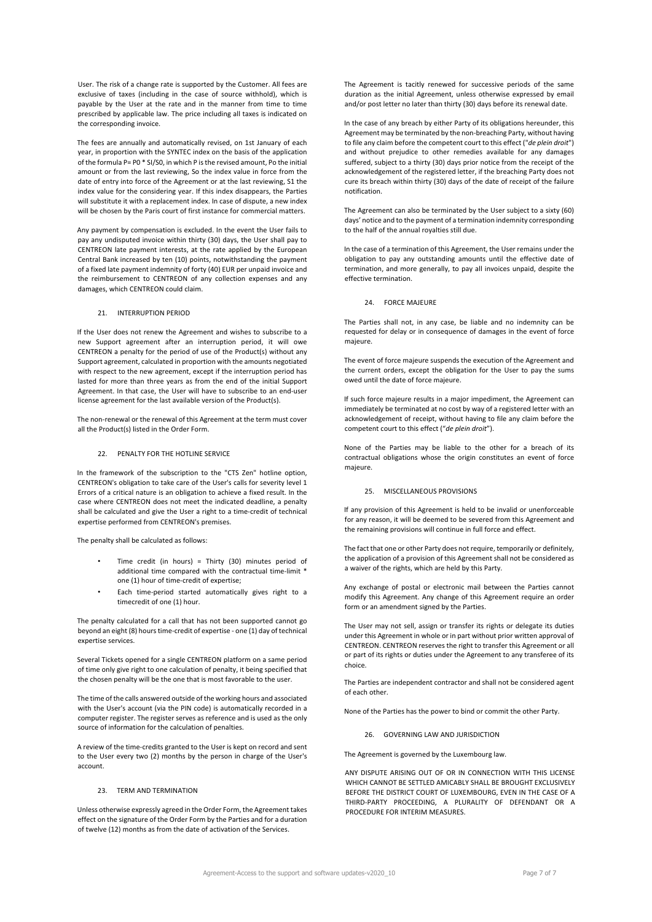User. The risk of a change rate is supported by the Customer. All fees are exclusive of taxes (including in the case of source withhold), which is payable by the User at the rate and in the manner from time to time prescribed by applicable law. The price including all taxes is indicated on the corresponding invoice.

The fees are annually and automatically revised, on 1st January of each year, in proportion with the SYNTEC index on the basis of the application of the formula P= P0 * SI/S0, in which P is the revised amount, Po the initial amount or from the last reviewing, So the index value in force from the date of entry into force of the Agreement or at the last reviewing, S1 the index value for the considering year. If this index disappears, the Parties will substitute it with a replacement index. In case of dispute, a new index will be chosen by the Paris court of first instance for commercial matters.

Any payment by compensation is excluded. In the event the User fails to pay any undisputed invoice within thirty (30) days, the User shall pay to CENTREON late payment interests, at the rate applied by the European Central Bank increased by ten (10) points, notwithstanding the payment of a fixed late payment indemnity of forty (40) EUR per unpaid invoice and the reimbursement to CENTREON of any collection expenses and any damages, which CENTREON could claim.

## 21. INTERRUPTION PERIOD

If the User does not renew the Agreement and wishes to subscribe to a new Support agreement after an interruption period, it will owe CENTREON a penalty for the period of use of the Product(s) without any Support agreement, calculated in proportion with the amounts negotiated with respect to the new agreement, except if the interruption period has lasted for more than three years as from the end of the initial Support Agreement. In that case, the User will have to subscribe to an end-user license agreement for the last available version of the Product(s).

The non-renewal or the renewal of this Agreement at the term must cover all the Product(s) listed in the Order Form.

## 22. PENALTY FOR THE HOTLINE SERVICE

In the framework of the subscription to the "CTS Zen" hotline option, CENTREON's obligation to take care of the User's calls for severity level 1 Errors of a critical nature is an obligation to achieve a fixed result. In the case where CENTREON does not meet the indicated deadline, a penalty shall be calculated and give the User a right to a time-credit of technical expertise performed from CENTREON's premises.

The penalty shall be calculated as follows:

- Time credit (in hours) = Thirty (30) minutes period of additional time compared with the contractual time-limit * one (1) hour of time-credit of expertise;
- Each time-period started automatically gives right to a timecredit of one (1) hour.

The penalty calculated for a call that has not been supported cannot go beyond an eight (8) hours time-credit of expertise - one (1) day of technical expertise services.

Several Tickets opened for a single CENTREON platform on a same period of time only give right to one calculation of penalty, it being specified that the chosen penalty will be the one that is most favorable to the user.

The time of the calls answered outside of the working hours and associated with the User's account (via the PIN code) is automatically recorded in a computer register. The register serves as reference and is used as the only source of information for the calculation of penalties.

A review of the time-credits granted to the User is kept on record and sent to the User every two (2) months by the person in charge of the User's account.

## 23. TERM AND TERMINATION

Unless otherwise expressly agreed in the Order Form, the Agreement takes effect on the signature of the Order Form by the Parties and for a duration of twelve (12) months as from the date of activation of the Services.

The Agreement is tacitly renewed for successive periods of the same duration as the initial Agreement, unless otherwise expressed by email and/or post letter no later than thirty (30) days before its renewal date.

In the case of any breach by either Party of its obligations hereunder, this Agreement may be terminated by the non-breaching Party, without having to file any claim before the competent court to this effect ("*de plein droit*") and without prejudice to other remedies available for any damages suffered, subject to a thirty (30) days prior notice from the receipt of the acknowledgement of the registered letter, if the breaching Party does not cure its breach within thirty (30) days of the date of receipt of the failure notification.

The Agreement can also be terminated by the User subject to a sixty (60) days' notice and to the payment of a termination indemnity corresponding to the half of the annual royalties still due.

In the case of a termination of this Agreement, the User remains under the obligation to pay any outstanding amounts until the effective date of termination, and more generally, to pay all invoices unpaid, despite the effective termination.

## 24. FORCE MAJEURE

The Parties shall not, in any case, be liable and no indemnity can be requested for delay or in consequence of damages in the event of force majeure.

The event of force majeure suspends the execution of the Agreement and the current orders, except the obligation for the User to pay the sums owed until the date of force majeure.

If such force majeure results in a major impediment, the Agreement can immediately be terminated at no cost by way of a registered letter with an acknowledgement of receipt, without having to file any claim before the competent court to this effect ("*de plein droit*").

None of the Parties may be liable to the other for a breach of its contractual obligations whose the origin constitutes an event of force majeure.

## 25. MISCELLANEOUS PROVISIONS

If any provision of this Agreement is held to be invalid or unenforceable for any reason, it will be deemed to be severed from this Agreement and the remaining provisions will continue in full force and effect.

The fact that one or other Party does not require, temporarily or definitely, the application of a provision of this Agreement shall not be considered as a waiver of the rights, which are held by this Party.

Any exchange of postal or electronic mail between the Parties cannot modify this Agreement. Any change of this Agreement require an order form or an amendment signed by the Parties.

The User may not sell, assign or transfer its rights or delegate its duties under this Agreement in whole or in part without prior written approval of CENTREON. CENTREON reserves the right to transfer this Agreement or all or part of its rights or duties under the Agreement to any transferee of its choice.

The Parties are independent contractor and shall not be considered agent of each other.

None of the Parties has the power to bind or commit the other Party.

## 26. GOVERNING LAW AND JURISDICTION

The Agreement is governed by the Luxembourg law.

ANY DISPUTE ARISING OUT OF OR IN CONNECTION WITH THIS LICENSE WHICH CANNOT BE SETTLED AMICABLY SHALL BE BROUGHT EXCLUSIVELY BEFORE THE DISTRICT COURT OF LUXEMBOURG, EVEN IN THE CASE OF A THIRD-PARTY PROCEEDING, A PLURALITY OF DEFENDANT OR A PROCEDURE FOR INTERIM MEASURES.